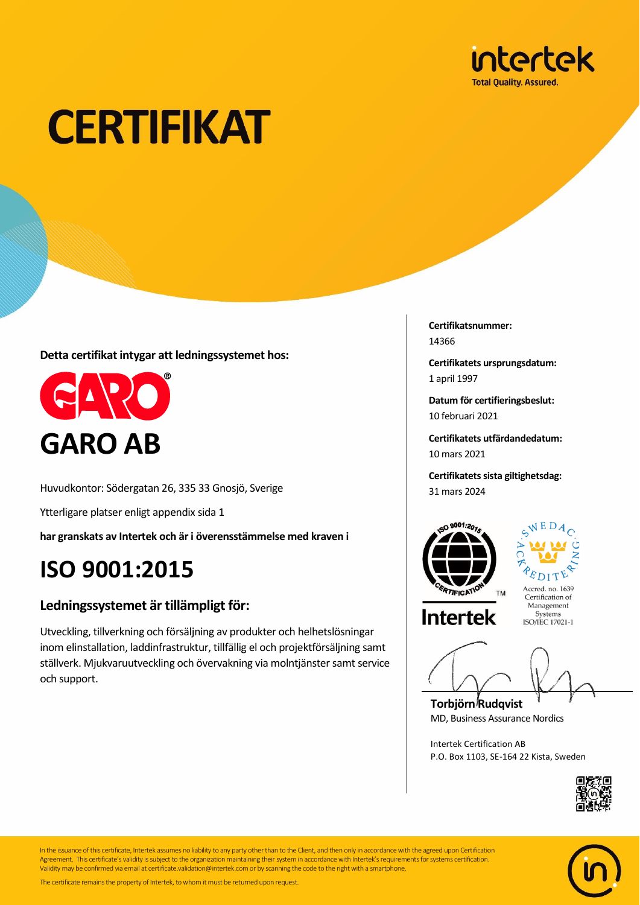intertek
Total Quality. Assured.

# CERTIFIKAT

**Detta certifikat intygar att ledningssystemet hos:**

GARO®

## GARO AB

Huvudkontor: Södergatan 26, 335 33 Gnosjö, Sverige

Ytterligare platser enligt appendix sida 1

**har granskats av Intertek och är i överensstämmelse med kraven i**

# ISO 9001:2015

### Ledningssystemet är tillämpligt för:

Utveckling, tillverkning och försäljning av produkter och helhetslösningar inom elinstallation, laddinfrastruktur, tillfällig el och projektförsäljning samt ställverk. Mjukvaruutveckling och övervakning via molntjänster samt service och support.

**Certifikatsnummer:**
14366

**Certifikatets ursprungsdatum:**
1 april 1997

**Datum för certifieringsbeslut:**
10 februari 2021

**Certifikatets utfärdandedatum:**
10 mars 2021

**Certifikatets sista giltighetsdag:**
31 mars 2024

ISO 9001:2015 CERTIFICATION™ Intertek

SWEDAC ACKREDITERING
Accred. no. 1639
Certification of Management Systems
ISO/IEC 17021-1

**Torbjörn Rudqvist**
MD, Business Assurance Nordics

Intertek Certification AB
P.O. Box 1103, SE-164 22 Kista, Sweden

In the issuance of this certificate, Intertek assumes no liability to any party other than to the Client, and then only in accordance with the agreed upon Certification Agreement. This certificate's validity is subject to the organization maintaining their system in accordance with Intertek's requirements for systems certification. Validity may be confirmed via email at certificate.validation@intertek.com or by scanning the code to the right with a smartphone.

The certificate remains the property of Intertek, to whom it must be returned upon request.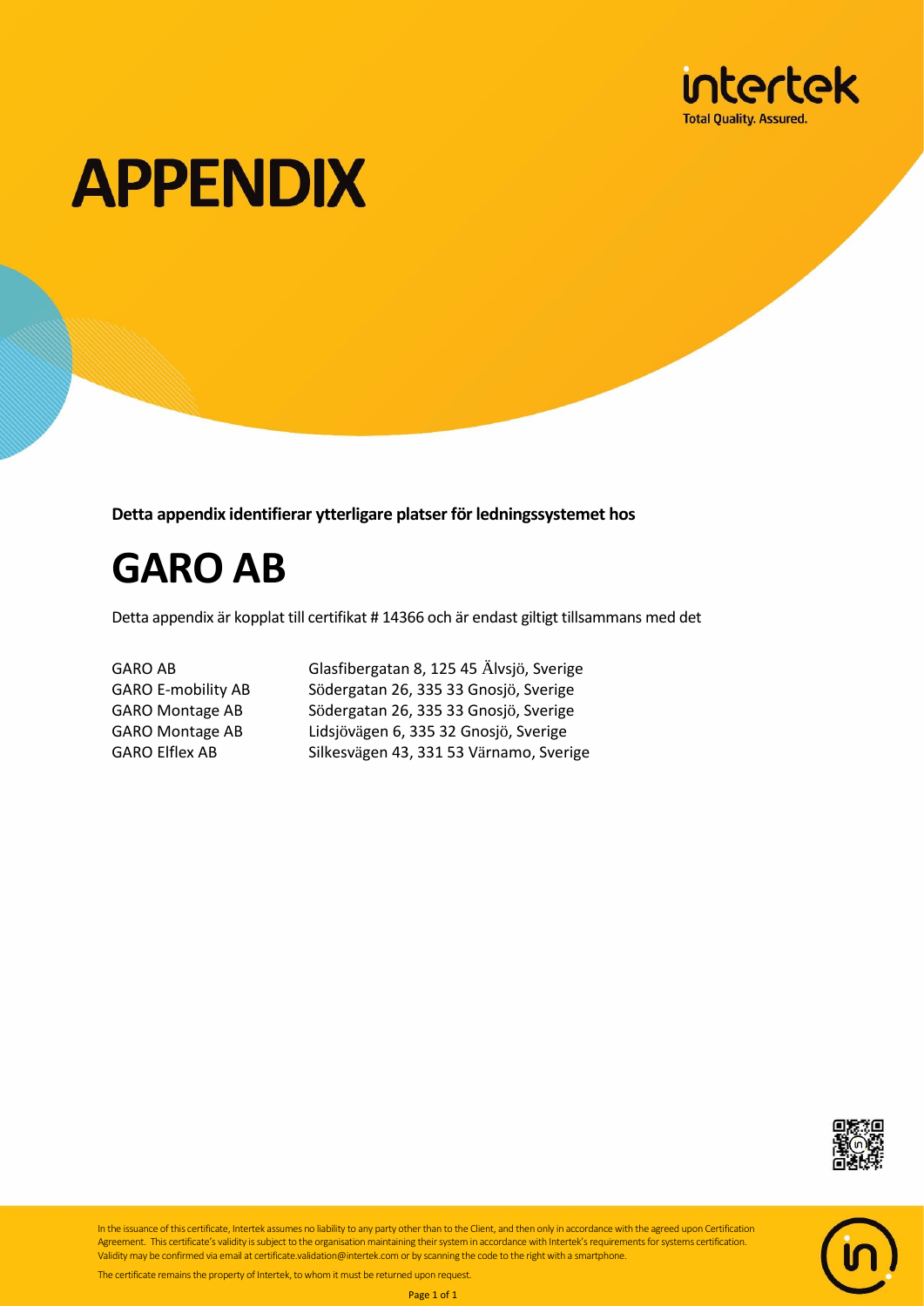# APPENDIX

**Detta appendix identifierar ytterligare platser för ledningssystemet hos**

# GARO AB

Detta appendix är kopplat till certifikat # 14366 och är endast giltigt tillsammans med det

| | |
|---|---|
| GARO AB | Glasfibergatan 8, 125 45 Älvsjö, Sverige |
| GARO E-mobility AB | Södergatan 26, 335 33 Gnosjö, Sverige |
| GARO Montage AB | Södergatan 26, 335 33 Gnosjö, Sverige |
| GARO Montage AB | Lidsjövägen 6, 335 32 Gnosjö, Sverige |
| GARO Elflex AB | Silkesvägen 43, 331 53 Värnamo, Sverige |

In the issuance of this certificate, Intertek assumes no liability to any party other than to the Client, and then only in accordance with the agreed upon Certification Agreement. This certificate's validity is subject to the organisation maintaining their system in accordance with Intertek's requirements for systems certification. Validity may be confirmed via email at certificate.validation@intertek.com or by scanning the code to the right with a smartphone.

The certificate remains the property of Intertek, to whom it must be returned upon request.